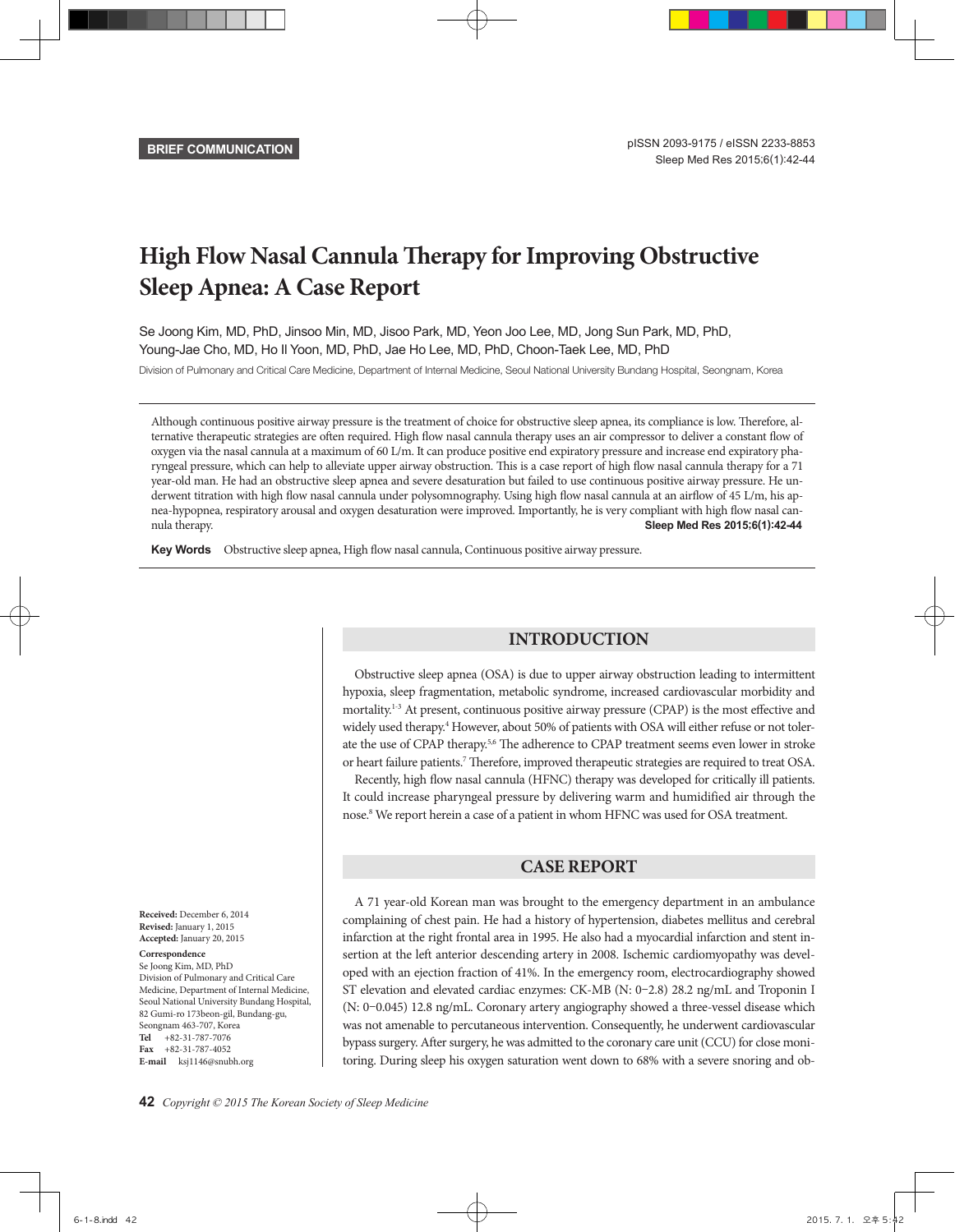BRIEF COMMUNICATION

# High Flow Nasal Cannula Therapy for Improving Obstructive Sleep Apnea: A Case Report

Se Joong Kim, MD, PhD, Jinsoo Min, MD, Jisoo Park, MD, Yeon Joo Lee, MD, Jong Sun Park, MD, PhD, Young-Jae Cho, MD, Ho Il Yoon, MD, PhD, Jae Ho Lee, MD, PhD, Choon-Taek Lee, MD, PhD

Division of Pulmonary and Critical Care Medicine, Department of Internal Medicine, Seoul National University Bundang Hospital, Seongnam, Korea

Although continuous positive airway pressure is the treatment of choice for obstructive sleep apnea, its compliance is low. Therefore, alternative therapeutic strategies are often required. High flow nasal cannula therapy uses an air compressor to deliver a constant flow of oxygen via the nasal cannula at a maximum of 60 L/m. It can produce positive end expiratory pressure and increase end expiratory pharyngeal pressure, which can help to alleviate upper airway obstruction. This is a case report of high flow nasal cannula therapy for a 71 year-old man. He had an obstructive sleep apnea and severe desaturation but failed to use continuous positive airway pressure. He underwent titration with high flow nasal cannula under polysomnography. Using high flow nasal cannula at an airflow of 45 L/m, his apnea-hypopnea, respiratory arousal and oxygen desaturation were improved. Importantly, he is very compliant with high flow nasal cannula therapy.

**Key Words** Obstructive sleep apnea, High flow nasal cannula, Continuous positive airway pressure.

**Received:** December 6, 2014
**Revised:** January 1, 2015
**Accepted:** January 20, 2015

**Correspondence**
Se Joong Kim, MD, PhD
Division of Pulmonary and Critical Care Medicine, Department of Internal Medicine, Seoul National University Bundang Hospital, 82 Gumi-ro 173beon-gil, Bundang-gu, Seongnam 463-707, Korea
**Tel** +82-31-787-7076
**Fax** +82-31-787-4052
**E-mail** ksj1146@snubh.org

## INTRODUCTION

Obstructive sleep apnea (OSA) is due to upper airway obstruction leading to intermittent hypoxia, sleep fragmentation, metabolic syndrome, increased cardiovascular morbidity and mortality.[1-3] At present, continuous positive airway pressure (CPAP) is the most effective and widely used therapy.[4] However, about 50% of patients with OSA will either refuse or not tolerate the use of CPAP therapy.[5,6] The adherence to CPAP treatment seems even lower in stroke or heart failure patients.[7] Therefore, improved therapeutic strategies are required to treat OSA.

Recently, high flow nasal cannula (HFNC) therapy was developed for critically ill patients. It could increase pharyngeal pressure by delivering warm and humidified air through the nose.[8] We report herein a case of a patient in whom HFNC was used for OSA treatment.

## CASE REPORT

A 71 year-old Korean man was brought to the emergency department in an ambulance complaining of chest pain. He had a history of hypertension, diabetes mellitus and cerebral infarction at the right frontal area in 1995. He also had a myocardial infarction and stent insertion at the left anterior descending artery in 2008. Ischemic cardiomyopathy was developed with an ejection fraction of 41%. In the emergency room, electrocardiography showed ST elevation and elevated cardiac enzymes: CK-MB (N: 0–2.8) 28.2 ng/mL and Troponin I (N: 0–0.045) 12.8 ng/mL. Coronary artery angiography showed a three-vessel disease which was not amenable to percutaneous intervention. Consequently, he underwent cardiovascular bypass surgery. After surgery, he was admitted to the coronary care unit (CCU) for close monitoring. During sleep his oxygen saturation went down to 68% with a severe snoring and ob-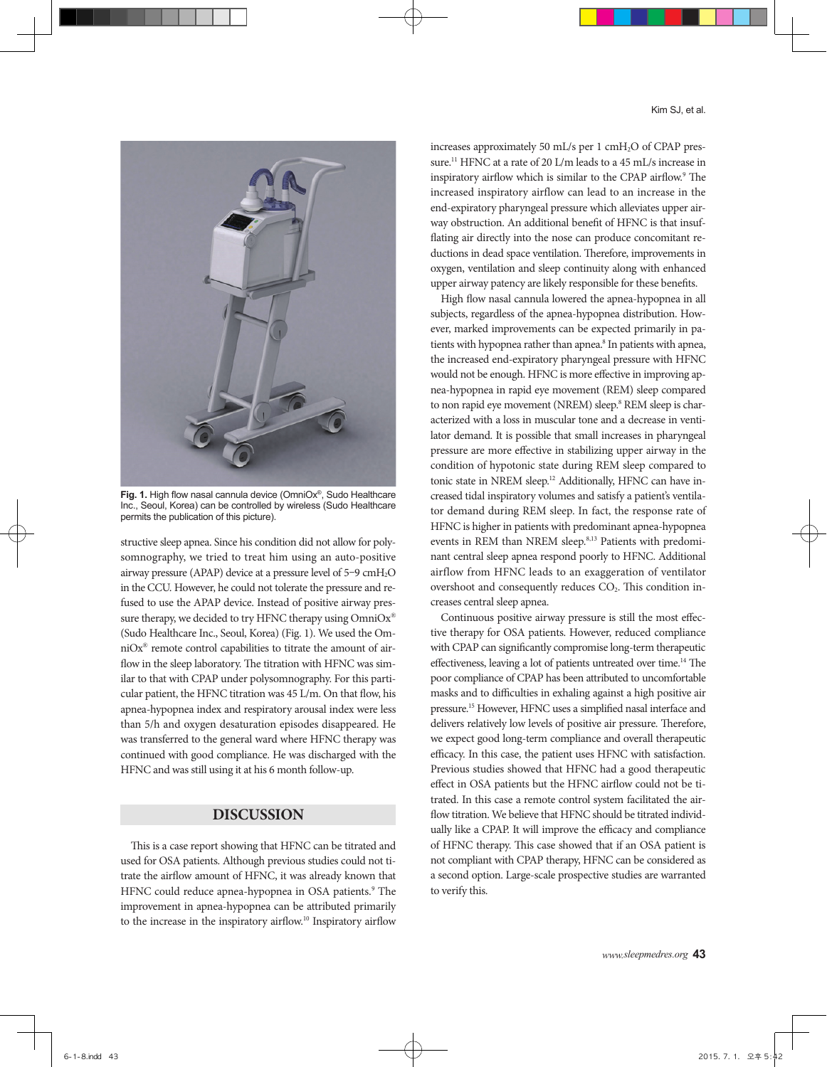Fig. 1. High flow nasal cannula device (OmniOx®, Sudo Healthcare Inc., Seoul, Korea) can be controlled by wireless (Sudo Healthcare permits the publication of this picture).

structive sleep apnea. Since his condition did not allow for polysomnography, we tried to treat him using an auto-positive airway pressure (APAP) device at a pressure level of 5–9 cm$H_2O$ in the CCU. However, he could not tolerate the pressure and refused to use the APAP device. Instead of positive airway pressure therapy, we decided to try HFNC therapy using OmniOx® (Sudo Healthcare Inc., Seoul, Korea) (Fig. 1). We used the OmniOx® remote control capabilities to titrate the amount of airflow in the sleep laboratory. The titration with HFNC was similar to that with CPAP under polysomnography. For this particular patient, the HFNC titration was 45 L/m. On that flow, his apnea-hypopnea index and respiratory arousal index were less than 5/h and oxygen desaturation episodes disappeared. He was transferred to the general ward where HFNC therapy was continued with good compliance. He was discharged with the HFNC and was still using it at his 6 month follow-up.

## DISCUSSION

This is a case report showing that HFNC can be titrated and used for OSA patients. Although previous studies could not titrate the airflow amount of HFNC, it was already known that HFNC could reduce apnea-hypopnea in OSA patients.[9] The improvement in apnea-hypopnea can be attributed primarily to the increase in the inspiratory airflow.[10] Inspiratory airflow increases approximately 50 mL/s per 1 cm$H_2O$ of CPAP pressure.[11] HFNC at a rate of 20 L/m leads to a 45 mL/s increase in inspiratory airflow which is similar to the CPAP airflow.[9] The increased inspiratory airflow can lead to an increase in the end-expiratory pharyngeal pressure which alleviates upper airway obstruction. An additional benefit of HFNC is that insufflating air directly into the nose can produce concomitant reductions in dead space ventilation. Therefore, improvements in oxygen, ventilation and sleep continuity along with enhanced upper airway patency are likely responsible for these benefits.

High flow nasal cannula lowered the apnea-hypopnea in all subjects, regardless of the apnea-hypopnea distribution. However, marked improvements can be expected primarily in patients with hypopnea rather than apnea.[8] In patients with apnea, the increased end-expiratory pharyngeal pressure with HFNC would not be enough. HFNC is more effective in improving apnea-hypopnea in rapid eye movement (REM) sleep compared to non rapid eye movement (NREM) sleep.[8] REM sleep is characterized with a loss in muscular tone and a decrease in ventilator demand. It is possible that small increases in pharyngeal pressure are more effective in stabilizing upper airway in the condition of hypotonic state during REM sleep compared to tonic state in NREM sleep.[12] Additionally, HFNC can have increased tidal inspiratory volumes and satisfy a patient's ventilator demand during REM sleep. In fact, the response rate of HFNC is higher in patients with predominant apnea-hypopnea events in REM than NREM sleep.[8,13] Patients with predominant central sleep apnea respond poorly to HFNC. Additional airflow from HFNC leads to an exaggeration of ventilator overshoot and consequently reduces $CO_2$. This condition increases central sleep apnea.

Continuous positive airway pressure is still the most effective therapy for OSA patients. However, reduced compliance with CPAP can significantly compromise long-term therapeutic effectiveness, leaving a lot of patients untreated over time.[14] The poor compliance of CPAP has been attributed to uncomfortable masks and to difficulties in exhaling against a high positive air pressure.[15] However, HFNC uses a simplified nasal interface and delivers relatively low levels of positive air pressure. Therefore, we expect good long-term compliance and overall therapeutic efficacy. In this case, the patient uses HFNC with satisfaction. Previous studies showed that HFNC had a good therapeutic effect in OSA patients but the HFNC airflow could not be titrated. In this case a remote control system facilitated the airflow titration. We believe that HFNC should be titrated individually like a CPAP. It will improve the efficacy and compliance of HFNC therapy. This case showed that if an OSA patient is not compliant with CPAP therapy, HFNC can be considered as a second option. Large-scale prospective studies are warranted to verify this.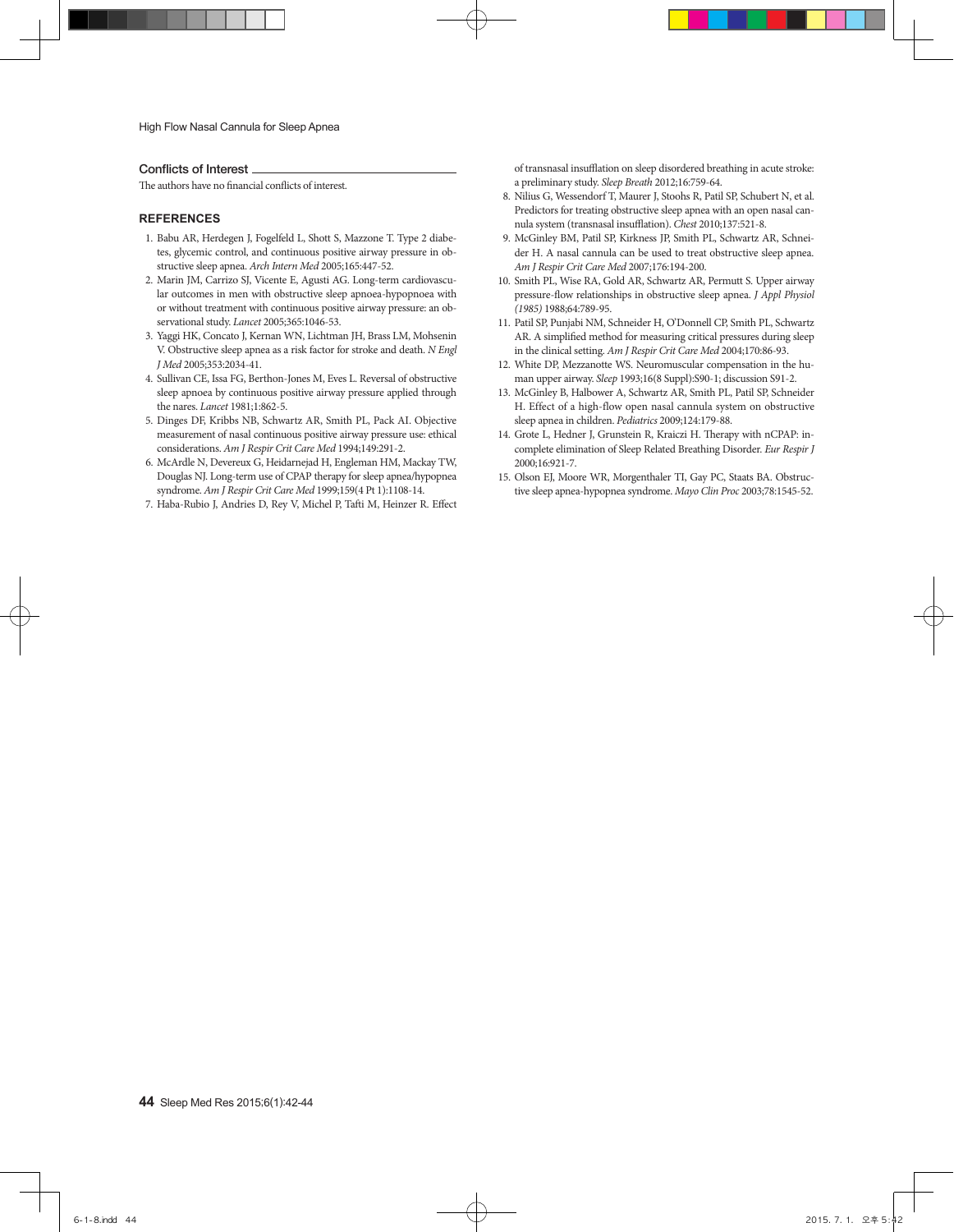## Conflicts of Interest

The authors have no financial conflicts of interest.

## REFERENCES

1. Babu AR, Herdegen J, Fogelfeld L, Shott S, Mazzone T. Type 2 diabetes, glycemic control, and continuous positive airway pressure in obstructive sleep apnea. *Arch Intern Med* 2005;165:447-52.
2. Marin JM, Carrizo SJ, Vicente E, Agusti AG. Long-term cardiovascular outcomes in men with obstructive sleep apnoea-hypopnoea with or without treatment with continuous positive airway pressure: an observational study. *Lancet* 2005;365:1046-53.
3. Yaggi HK, Concato J, Kernan WN, Lichtman JH, Brass LM, Mohsenin V. Obstructive sleep apnea as a risk factor for stroke and death. *N Engl J Med* 2005;353:2034-41.
4. Sullivan CE, Issa FG, Berthon-Jones M, Eves L. Reversal of obstructive sleep apnoea by continuous positive airway pressure applied through the nares. *Lancet* 1981;1:862-5.
5. Dinges DF, Kribbs NB, Schwartz AR, Smith PL, Pack AI. Objective measurement of nasal continuous positive airway pressure use: ethical considerations. *Am J Respir Crit Care Med* 1994;149:291-2.
6. McArdle N, Devereux G, Heidarnejad H, Engleman HM, Mackay TW, Douglas NJ. Long-term use of CPAP therapy for sleep apnea/hypopnea syndrome. *Am J Respir Crit Care Med* 1999;159(4 Pt 1):1108-14.
7. Haba-Rubio J, Andries D, Rey V, Michel P, Tafti M, Heinzer R. Effect of transnasal insufflation on sleep disordered breathing in acute stroke: a preliminary study. *Sleep Breath* 2012;16:759-64.
8. Nilius G, Wessendorf T, Maurer J, Stoohs R, Patil SP, Schubert N, et al. Predictors for treating obstructive sleep apnea with an open nasal cannula system (transnasal insufflation). *Chest* 2010;137:521-8.
9. McGinley BM, Patil SP, Kirkness JP, Smith PL, Schwartz AR, Schneider H. A nasal cannula can be used to treat obstructive sleep apnea. *Am J Respir Crit Care Med* 2007;176:194-200.
10. Smith PL, Wise RA, Gold AR, Schwartz AR, Permutt S. Upper airway pressure-flow relationships in obstructive sleep apnea. *J Appl Physiol (1985)* 1988;64:789-95.
11. Patil SP, Punjabi NM, Schneider H, O'Donnell CP, Smith PL, Schwartz AR. A simplified method for measuring critical pressures during sleep in the clinical setting. *Am J Respir Crit Care Med* 2004;170:86-93.
12. White DP, Mezzanotte WS. Neuromuscular compensation in the human upper airway. *Sleep* 1993;16(8 Suppl):S90-1; discussion S91-2.
13. McGinley B, Halbower A, Schwartz AR, Smith PL, Patil SP, Schneider H. Effect of a high-flow open nasal cannula system on obstructive sleep apnea in children. *Pediatrics* 2009;124:179-88.
14. Grote L, Hedner J, Grunstein R, Kraiczi H. Therapy with nCPAP: incomplete elimination of Sleep Related Breathing Disorder. *Eur Respir J* 2000;16:921-7.
15. Olson EJ, Moore WR, Morgenthaler TI, Gay PC, Staats BA. Obstructive sleep apnea-hypopnea syndrome. *Mayo Clin Proc* 2003;78:1545-52.